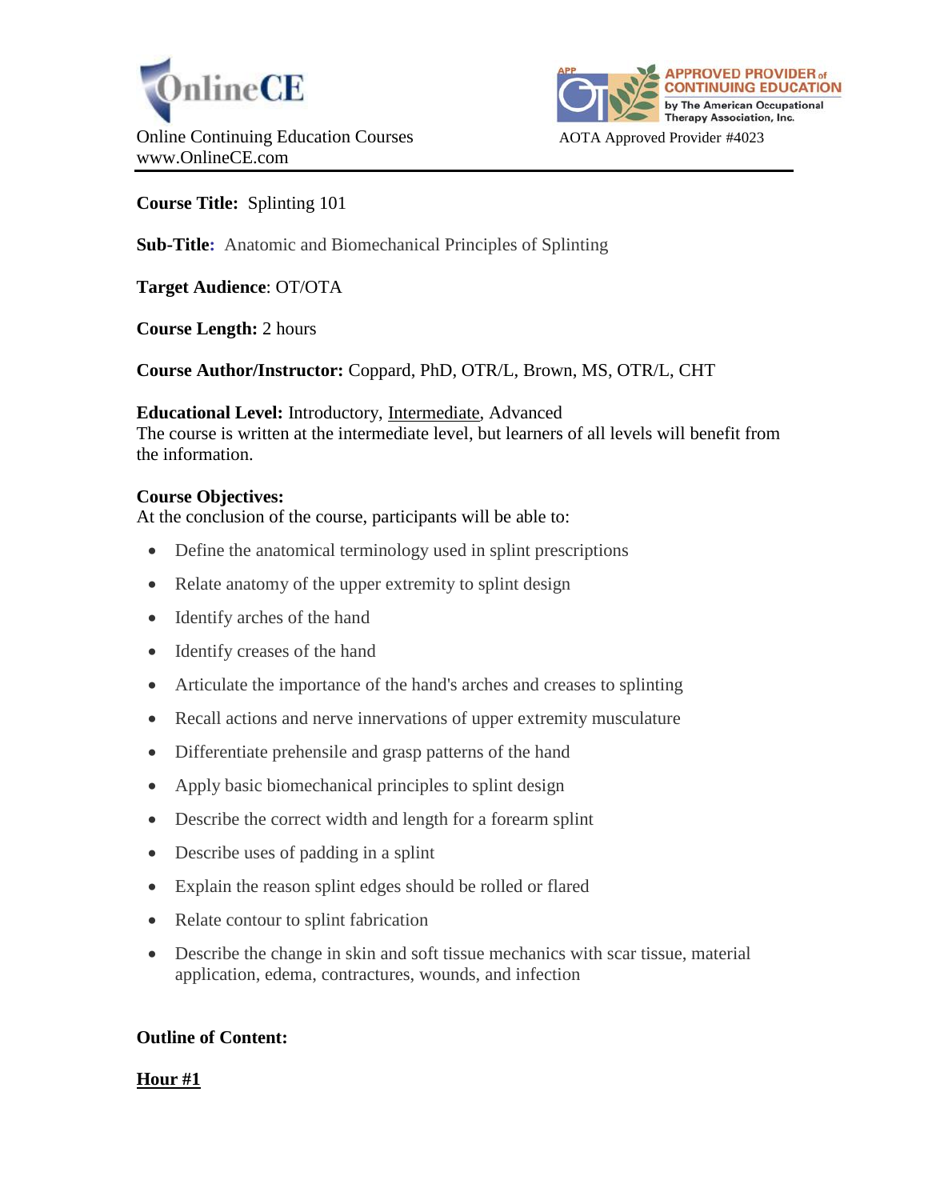OnlineCE

Online Continuing Education Courses
www.OnlineCE.com

APPROVED PROVIDER of CONTINUING EDUCATION by The American Occupational Therapy Association, Inc.

AOTA Approved Provider #4023

**Course Title:** Splinting 101

**Sub-Title:** Anatomic and Biomechanical Principles of Splinting

**Target Audience**: OT/OTA

**Course Length:** 2 hours

**Course Author/Instructor:** Coppard, PhD, OTR/L, Brown, MS, OTR/L, CHT

**Educational Level:** Introductory, Intermediate, Advanced
The course is written at the intermediate level, but learners of all levels will benefit from the information.

**Course Objectives:**
At the conclusion of the course, participants will be able to:

- Define the anatomical terminology used in splint prescriptions
- Relate anatomy of the upper extremity to splint design
- Identify arches of the hand
- Identify creases of the hand
- Articulate the importance of the hand's arches and creases to splinting
- Recall actions and nerve innervations of upper extremity musculature
- Differentiate prehensile and grasp patterns of the hand
- Apply basic biomechanical principles to splint design
- Describe the correct width and length for a forearm splint
- Describe uses of padding in a splint
- Explain the reason splint edges should be rolled or flared
- Relate contour to splint fabrication
- Describe the change in skin and soft tissue mechanics with scar tissue, material application, edema, contractures, wounds, and infection

**Outline of Content:**

**Hour #1**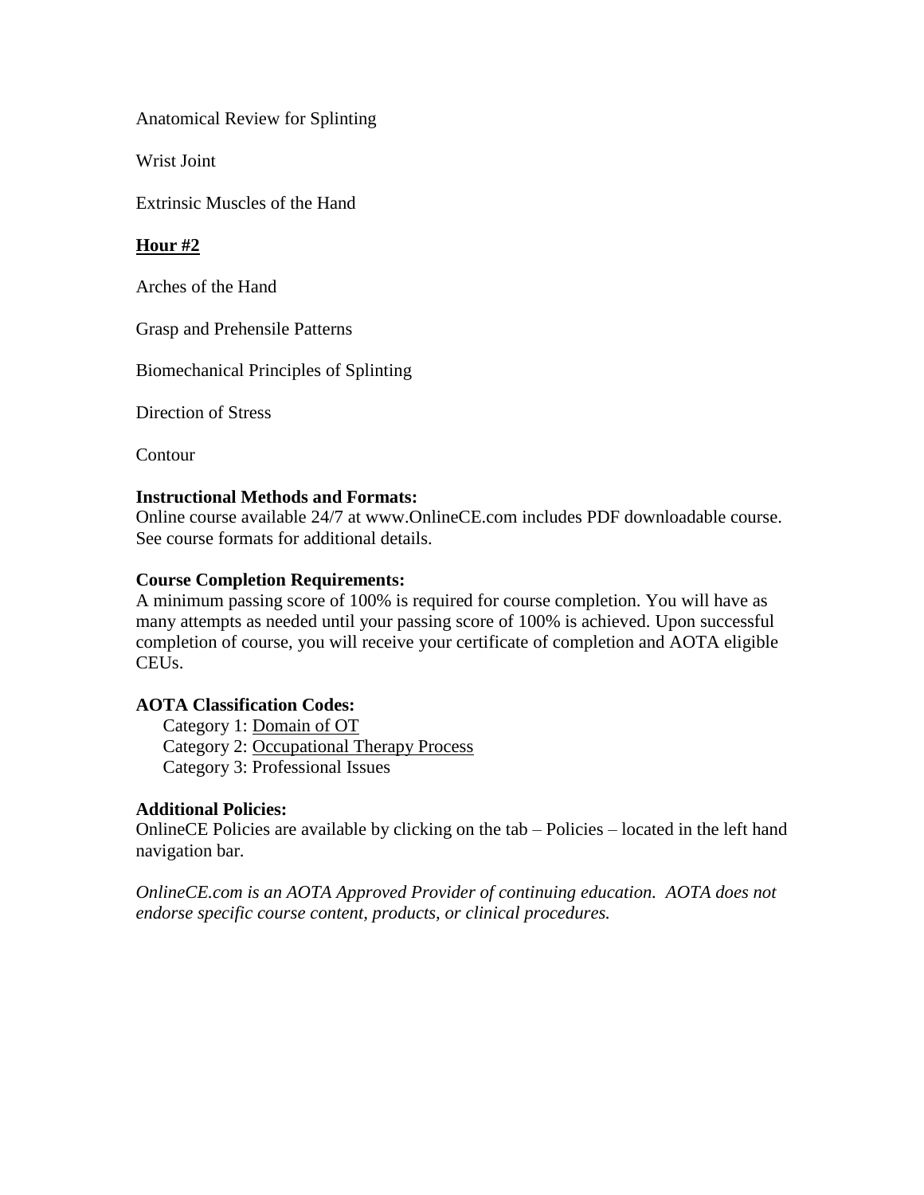Anatomical Review for Splinting

Wrist Joint

Extrinsic Muscles of the Hand

**Hour #2**

Arches of the Hand

Grasp and Prehensile Patterns

Biomechanical Principles of Splinting

Direction of Stress

Contour

**Instructional Methods and Formats:**
Online course available 24/7 at www.OnlineCE.com includes PDF downloadable course. See course formats for additional details.

**Course Completion Requirements:**
A minimum passing score of 100% is required for course completion. You will have as many attempts as needed until your passing score of 100% is achieved. Upon successful completion of course, you will receive your certificate of completion and AOTA eligible CEUs.

**AOTA Classification Codes:**

Category 1: Domain of OT
Category 2: Occupational Therapy Process
Category 3: Professional Issues

**Additional Policies:**
OnlineCE Policies are available by clicking on the tab – Policies – located in the left hand navigation bar.

*OnlineCE.com is an AOTA Approved Provider of continuing education. AOTA does not endorse specific course content, products, or clinical procedures.*